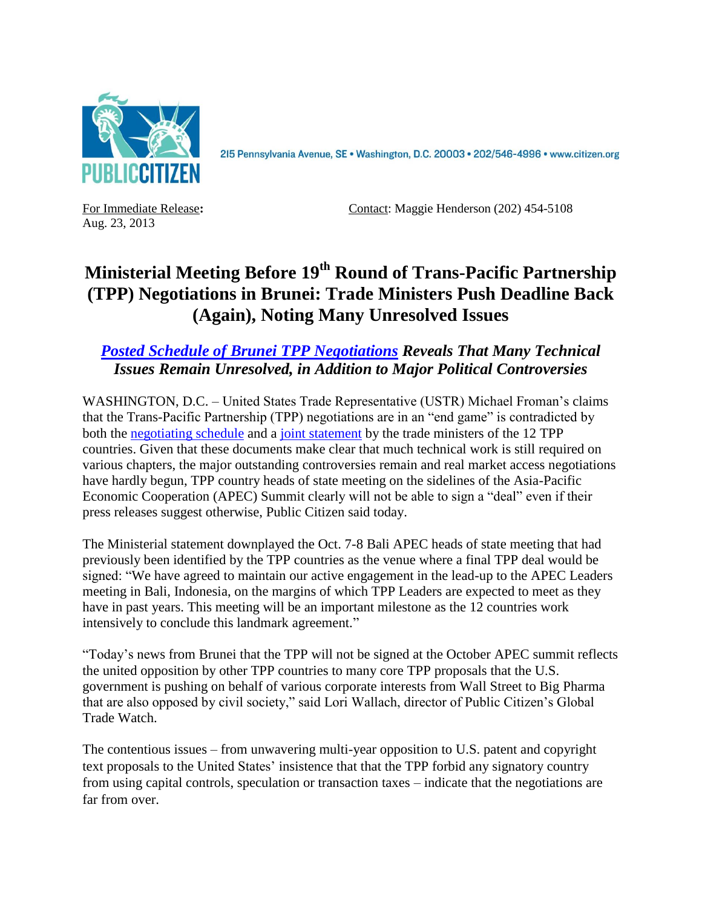PUBLIC CITIZEN

215 Pennsylvania Avenue, SE • Washington, D.C. 20003 • 202/546-4996 • www.citizen.org

For Immediate Release:
Aug. 23, 2013

Contact: Maggie Henderson (202) 454-5108

# Ministerial Meeting Before 19th Round of Trans-Pacific Partnership (TPP) Negotiations in Brunei: Trade Ministers Push Deadline Back (Again), Noting Many Unresolved Issues

## *Posted Schedule of Brunei TPP Negotiations Reveals That Many Technical Issues Remain Unresolved, in Addition to Major Political Controversies*

WASHINGTON, D.C. – United States Trade Representative (USTR) Michael Froman's claims that the Trans-Pacific Partnership (TPP) negotiations are in an "end game" is contradicted by both the negotiating schedule and a joint statement by the trade ministers of the 12 TPP countries. Given that these documents make clear that much technical work is still required on various chapters, the major outstanding controversies remain and real market access negotiations have hardly begun, TPP country heads of state meeting on the sidelines of the Asia-Pacific Economic Cooperation (APEC) Summit clearly will not be able to sign a "deal" even if their press releases suggest otherwise, Public Citizen said today.

The Ministerial statement downplayed the Oct. 7-8 Bali APEC heads of state meeting that had previously been identified by the TPP countries as the venue where a final TPP deal would be signed: "We have agreed to maintain our active engagement in the lead-up to the APEC Leaders meeting in Bali, Indonesia, on the margins of which TPP Leaders are expected to meet as they have in past years. This meeting will be an important milestone as the 12 countries work intensively to conclude this landmark agreement."

"Today's news from Brunei that the TPP will not be signed at the October APEC summit reflects the united opposition by other TPP countries to many core TPP proposals that the U.S. government is pushing on behalf of various corporate interests from Wall Street to Big Pharma that are also opposed by civil society," said Lori Wallach, director of Public Citizen's Global Trade Watch.

The contentious issues – from unwavering multi-year opposition to U.S. patent and copyright text proposals to the United States' insistence that that the TPP forbid any signatory country from using capital controls, speculation or transaction taxes – indicate that the negotiations are far from over.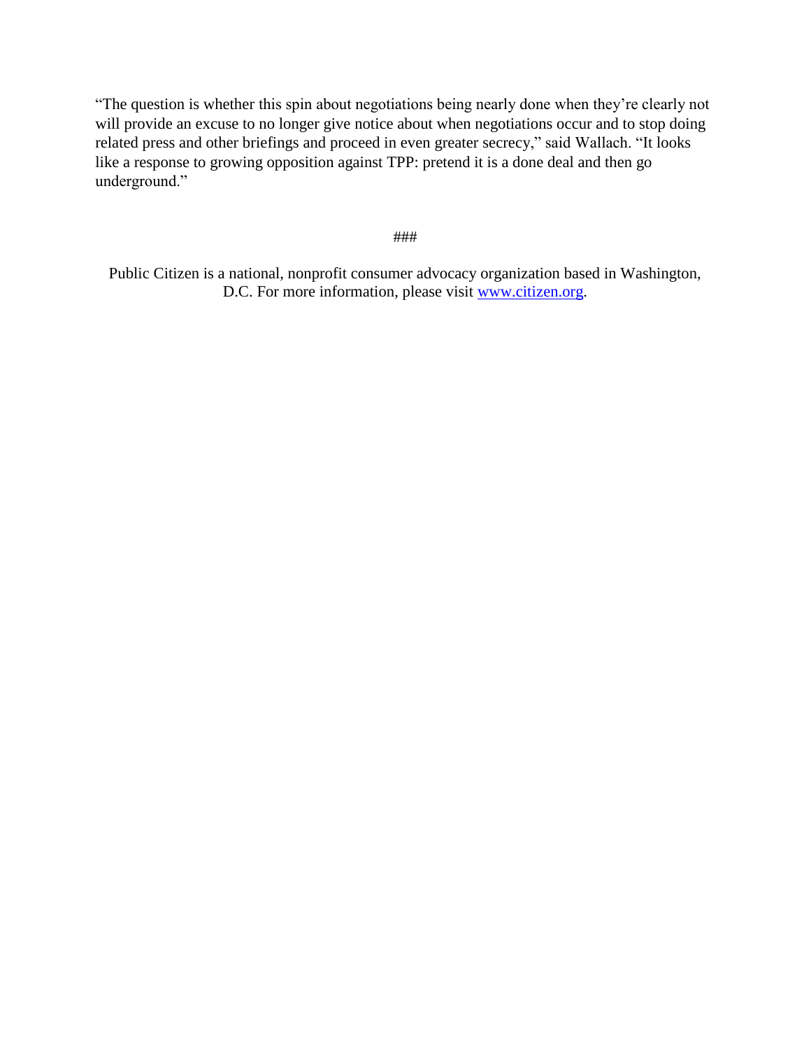"The question is whether this spin about negotiations being nearly done when they're clearly not will provide an excuse to no longer give notice about when negotiations occur and to stop doing related press and other briefings and proceed in even greater secrecy," said Wallach. "It looks like a response to growing opposition against TPP: pretend it is a done deal and then go underground."

###

Public Citizen is a national, nonprofit consumer advocacy organization based in Washington, D.C. For more information, please visit [www.citizen.org](http://www.citizen.org).